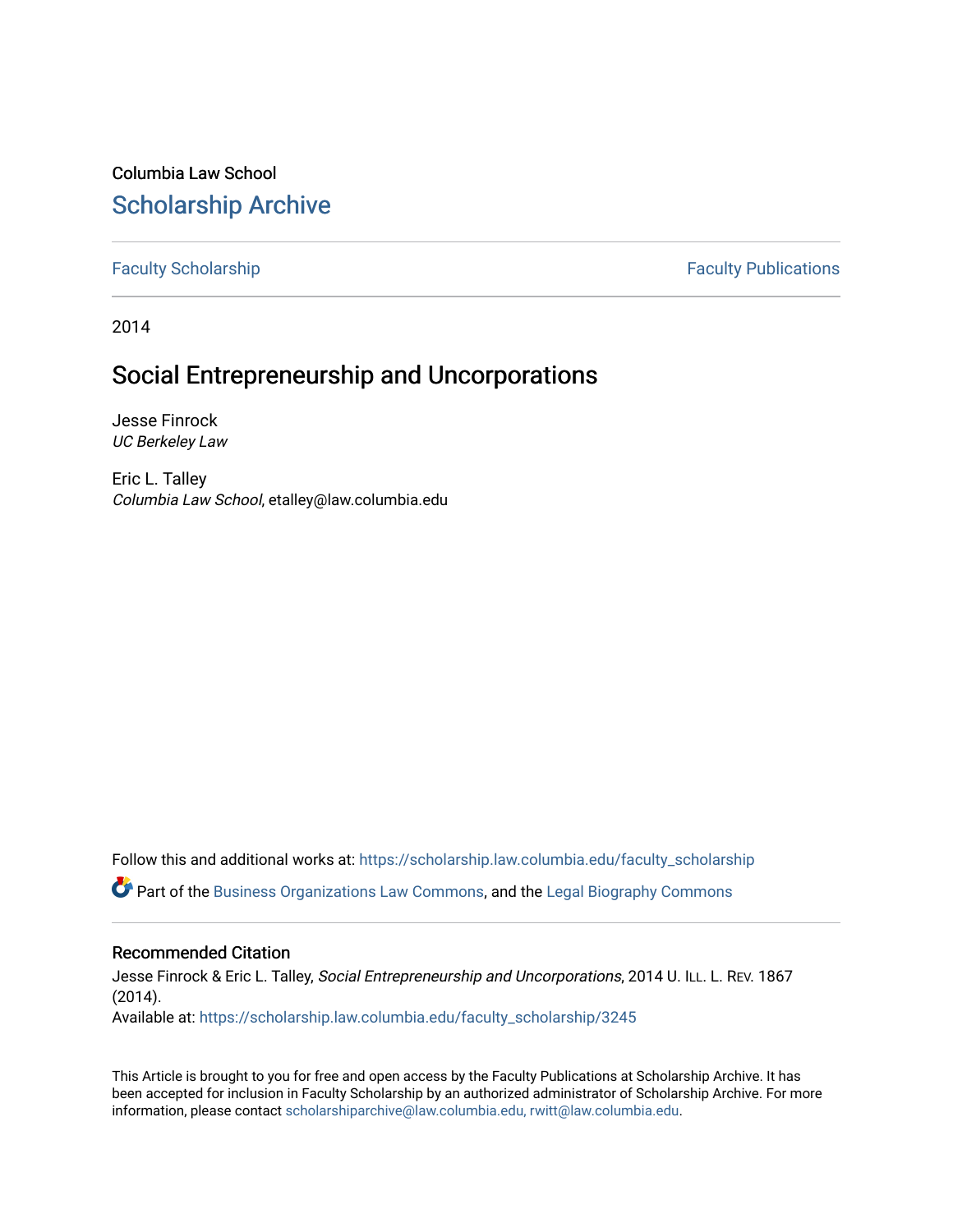Columbia Law School

## Scholarship Archive

Faculty Scholarship | Faculty Publications

2014

# Social Entrepreneurship and Uncorporations

Jesse Finrock
*UC Berkeley Law*

Eric L. Talley
*Columbia Law School*, etalley@law.columbia.edu

Follow this and additional works at: https://scholarship.law.columbia.edu/faculty_scholarship

Part of the Business Organizations Law Commons, and the Legal Biography Commons

### Recommended Citation

Jesse Finrock & Eric L. Talley, *Social Entrepreneurship and Uncorporations*, 2014 U. ILL. L. REV. 1867 (2014).
Available at: https://scholarship.law.columbia.edu/faculty_scholarship/3245

This Article is brought to you for free and open access by the Faculty Publications at Scholarship Archive. It has been accepted for inclusion in Faculty Scholarship by an authorized administrator of Scholarship Archive. For more information, please contact scholarshiparchive@law.columbia.edu, rwitt@law.columbia.edu.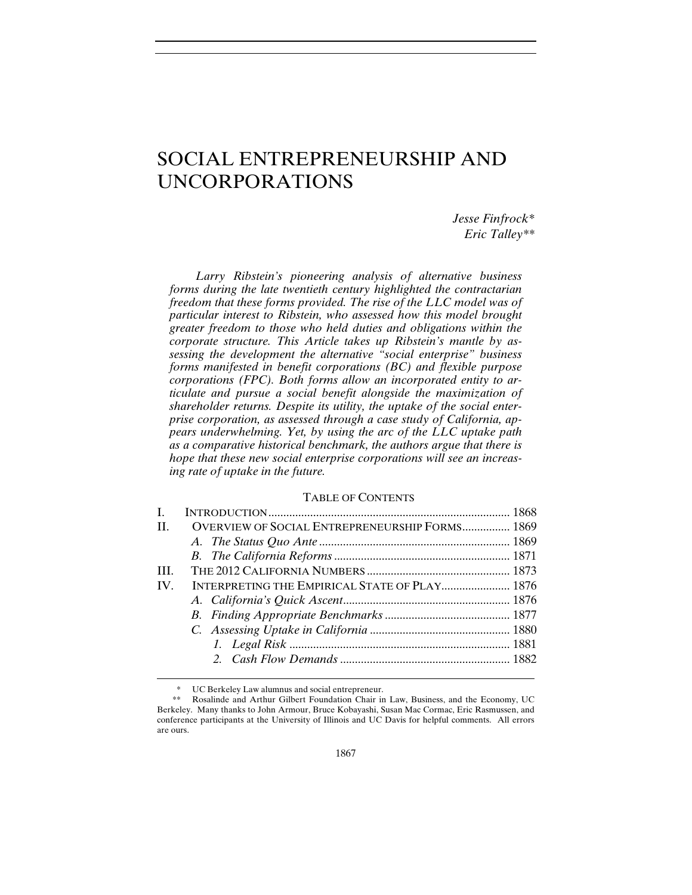# SOCIAL ENTREPRENEURSHIP AND UNCORPORATIONS

*Jesse Finfrock\**
*Eric Talley\*\**

*Larry Ribstein's pioneering analysis of alternative business forms during the late twentieth century highlighted the contractarian freedom that these forms provided. The rise of the LLC model was of particular interest to Ribstein, who assessed how this model brought greater freedom to those who held duties and obligations within the corporate structure. This Article takes up Ribstein's mantle by assessing the development the alternative "social enterprise" business forms manifested in benefit corporations (BC) and flexible purpose corporations (FPC). Both forms allow an incorporated entity to articulate and pursue a social benefit alongside the maximization of shareholder returns. Despite its utility, the uptake of the social enterprise corporation, as assessed through a case study of California, appears underwhelming. Yet, by using the arc of the LLC uptake path as a comparative historical benchmark, the authors argue that there is hope that these new social enterprise corporations will see an increasing rate of uptake in the future.*

TABLE OF CONTENTS

I. INTRODUCTION ........ 1868
II. OVERVIEW OF SOCIAL ENTREPRENEURSHIP FORMS ........ 1869
  A. *The Status Quo Ante* ........ 1869
  B. *The California Reforms* ........ 1871
III. THE 2012 CALIFORNIA NUMBERS ........ 1873
IV. INTERPRETING THE EMPIRICAL STATE OF PLAY ........ 1876
  A. *California's Quick Ascent* ........ 1876
  B. *Finding Appropriate Benchmarks* ........ 1877
  C. *Assessing Uptake in California* ........ 1880
    1. *Legal Risk* ........ 1881
    2. *Cash Flow Demands* ........ 1882

---

\* UC Berkeley Law alumnus and social entrepreneur.

\*\* Rosalinde and Arthur Gilbert Foundation Chair in Law, Business, and the Economy, UC Berkeley. Many thanks to John Armour, Bruce Kobayashi, Susan Mac Cormac, Eric Rasmussen, and conference participants at the University of Illinois and UC Davis for helpful comments. All errors are ours.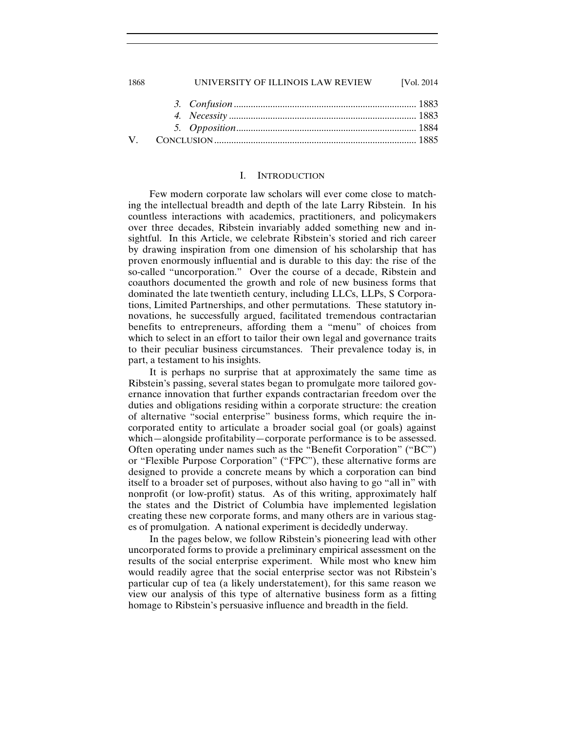3. *Confusion* .......................................................................... 1883
4. *Necessity* ............................................................................ 1883
5. *Opposition* ......................................................................... 1884

V. CONCLUSION ................................................................................. 1885

## I. INTRODUCTION

Few modern corporate law scholars will ever come close to matching the intellectual breadth and depth of the late Larry Ribstein. In his countless interactions with academics, practitioners, and policymakers over three decades, Ribstein invariably added something new and insightful. In this Article, we celebrate Ribstein's storied and rich career by drawing inspiration from one dimension of his scholarship that has proven enormously influential and is durable to this day: the rise of the so-called "uncorporation." Over the course of a decade, Ribstein and coauthors documented the growth and role of new business forms that dominated the late twentieth century, including LLCs, LLPs, S Corporations, Limited Partnerships, and other permutations. These statutory innovations, he successfully argued, facilitated tremendous contractarian benefits to entrepreneurs, affording them a "menu" of choices from which to select in an effort to tailor their own legal and governance traits to their peculiar business circumstances. Their prevalence today is, in part, a testament to his insights.

It is perhaps no surprise that at approximately the same time as Ribstein's passing, several states began to promulgate more tailored governance innovation that further expands contractarian freedom over the duties and obligations residing within a corporate structure: the creation of alternative "social enterprise" business forms, which require the incorporated entity to articulate a broader social goal (or goals) against which—alongside profitability—corporate performance is to be assessed. Often operating under names such as the "Benefit Corporation" ("BC") or "Flexible Purpose Corporation" ("FPC"), these alternative forms are designed to provide a concrete means by which a corporation can bind itself to a broader set of purposes, without also having to go "all in" with nonprofit (or low-profit) status. As of this writing, approximately half the states and the District of Columbia have implemented legislation creating these new corporate forms, and many others are in various stages of promulgation. A national experiment is decidedly underway.

In the pages below, we follow Ribstein's pioneering lead with other uncorporated forms to provide a preliminary empirical assessment on the results of the social enterprise experiment. While most who knew him would readily agree that the social enterprise sector was not Ribstein's particular cup of tea (a likely understatement), for this same reason we view our analysis of this type of alternative business form as a fitting homage to Ribstein's persuasive influence and breadth in the field.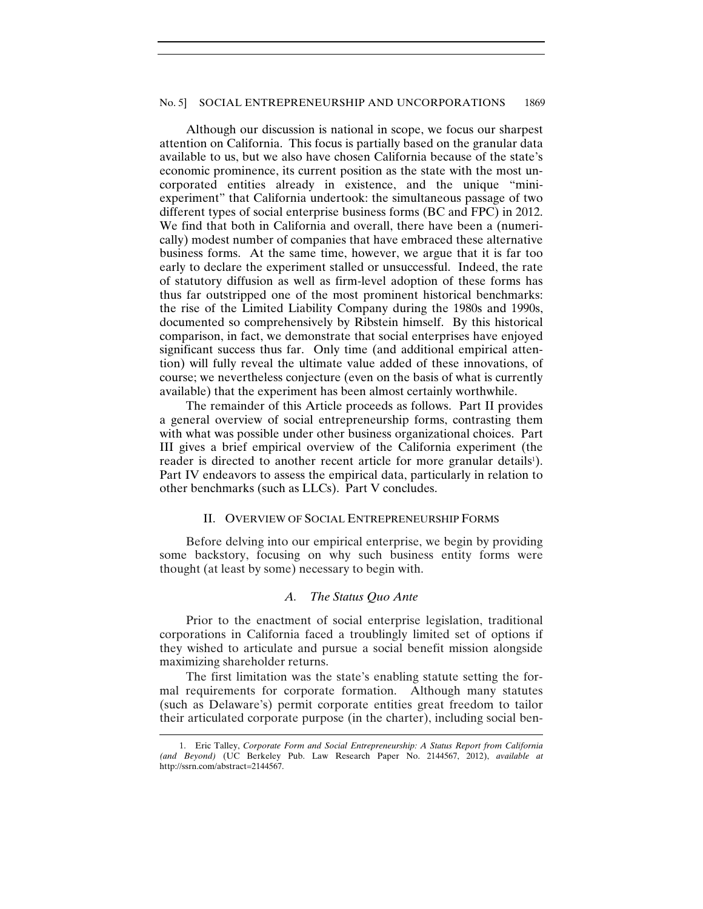Although our discussion is national in scope, we focus our sharpest attention on California. This focus is partially based on the granular data available to us, but we also have chosen California because of the state's economic prominence, its current position as the state with the most uncorporated entities already in existence, and the unique "mini-experiment" that California undertook: the simultaneous passage of two different types of social enterprise business forms (BC and FPC) in 2012. We find that both in California and overall, there have been a (numerically) modest number of companies that have embraced these alternative business forms. At the same time, however, we argue that it is far too early to declare the experiment stalled or unsuccessful. Indeed, the rate of statutory diffusion as well as firm-level adoption of these forms has thus far outstripped one of the most prominent historical benchmarks: the rise of the Limited Liability Company during the 1980s and 1990s, documented so comprehensively by Ribstein himself. By this historical comparison, in fact, we demonstrate that social enterprises have enjoyed significant success thus far. Only time (and additional empirical attention) will fully reveal the ultimate value added of these innovations, of course; we nevertheless conjecture (even on the basis of what is currently available) that the experiment has been almost certainly worthwhile.

The remainder of this Article proceeds as follows. Part II provides a general overview of social entrepreneurship forms, contrasting them with what was possible under other business organizational choices. Part III gives a brief empirical overview of the California experiment (the reader is directed to another recent article for more granular details[1]). Part IV endeavors to assess the empirical data, particularly in relation to other benchmarks (such as LLCs). Part V concludes.

## II. OVERVIEW OF SOCIAL ENTREPRENEURSHIP FORMS

Before delving into our empirical enterprise, we begin by providing some backstory, focusing on why such business entity forms were thought (at least by some) necessary to begin with.

### *A. The Status Quo Ante*

Prior to the enactment of social enterprise legislation, traditional corporations in California faced a troublingly limited set of options if they wished to articulate and pursue a social benefit mission alongside maximizing shareholder returns.

The first limitation was the state's enabling statute setting the formal requirements for corporate formation. Although many statutes (such as Delaware's) permit corporate entities great freedom to tailor their articulated corporate purpose (in the charter), including social ben-

---

1. Eric Talley, *Corporate Form and Social Entrepreneurship: A Status Report from California (and Beyond)* (UC Berkeley Pub. Law Research Paper No. 2144567, 2012), *available at* http://ssrn.com/abstract=2144567.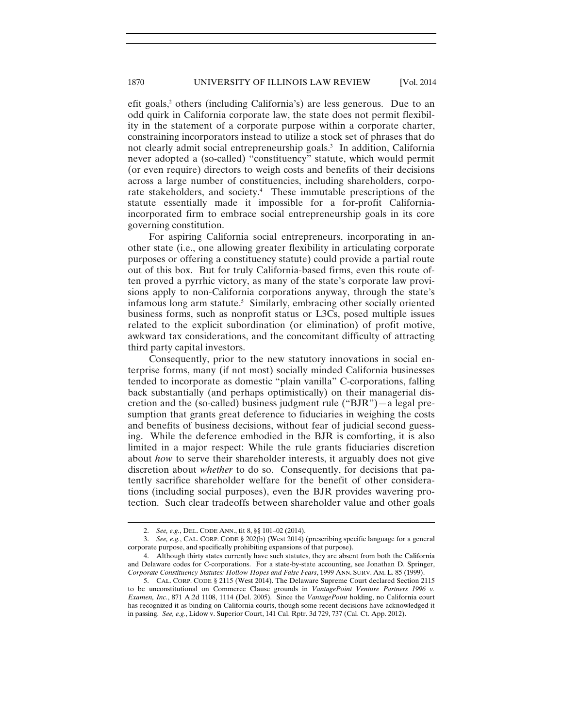efit goals,[2] others (including California's) are less generous. Due to an odd quirk in California corporate law, the state does not permit flexibility in the statement of a corporate purpose within a corporate charter, constraining incorporators instead to utilize a stock set of phrases that do not clearly admit social entrepreneurship goals.[3] In addition, California never adopted a (so-called) "constituency" statute, which would permit (or even require) directors to weigh costs and benefits of their decisions across a large number of constituencies, including shareholders, corporate stakeholders, and society.[4] These immutable prescriptions of the statute essentially made it impossible for a for-profit California-incorporated firm to embrace social entrepreneurship goals in its core governing constitution.

For aspiring California social entrepreneurs, incorporating in another state (i.e., one allowing greater flexibility in articulating corporate purposes or offering a constituency statute) could provide a partial route out of this box. But for truly California-based firms, even this route often proved a pyrrhic victory, as many of the state's corporate law provisions apply to non-California corporations anyway, through the state's infamous long arm statute.[5] Similarly, embracing other socially oriented business forms, such as nonprofit status or L3Cs, posed multiple issues related to the explicit subordination (or elimination) of profit motive, awkward tax considerations, and the concomitant difficulty of attracting third party capital investors.

Consequently, prior to the new statutory innovations in social enterprise forms, many (if not most) socially minded California businesses tended to incorporate as domestic "plain vanilla" C-corporations, falling back substantially (and perhaps optimistically) on their managerial discretion and the (so-called) business judgment rule ("BJR")—a legal presumption that grants great deference to fiduciaries in weighing the costs and benefits of business decisions, without fear of judicial second guessing. While the deference embodied in the BJR is comforting, it is also limited in a major respect: While the rule grants fiduciaries discretion about *how* to serve their shareholder interests, it arguably does not give discretion about *whether* to do so. Consequently, for decisions that patently sacrifice shareholder welfare for the benefit of other considerations (including social purposes), even the BJR provides wavering protection. Such clear tradeoffs between shareholder value and other goals

---

2. *See, e.g.*, DEL. CODE ANN., tit 8, §§ 101–02 (2014).

3. *See, e.g.*, CAL. CORP. CODE § 202(b) (West 2014) (prescribing specific language for a general corporate purpose, and specifically prohibiting expansions of that purpose).

4. Although thirty states currently have such statutes, they are absent from both the California and Delaware codes for C-corporations. For a state-by-state accounting, see Jonathan D. Springer, *Corporate Constituency Statutes: Hollow Hopes and False Fears*, 1999 ANN. SURV. AM. L. 85 (1999).

5. CAL. CORP. CODE § 2115 (West 2014). The Delaware Supreme Court declared Section 2115 to be unconstitutional on Commerce Clause grounds in *VantagePoint Venture Partners 1996 v. Examen, Inc.*, 871 A.2d 1108, 1114 (Del. 2005). Since the *VantagePoint* holding, no California court has recognized it as binding on California courts, though some recent decisions have acknowledged it in passing. *See, e.g.*, Lidow v. Superior Court, 141 Cal. Rptr. 3d 729, 737 (Cal. Ct. App. 2012).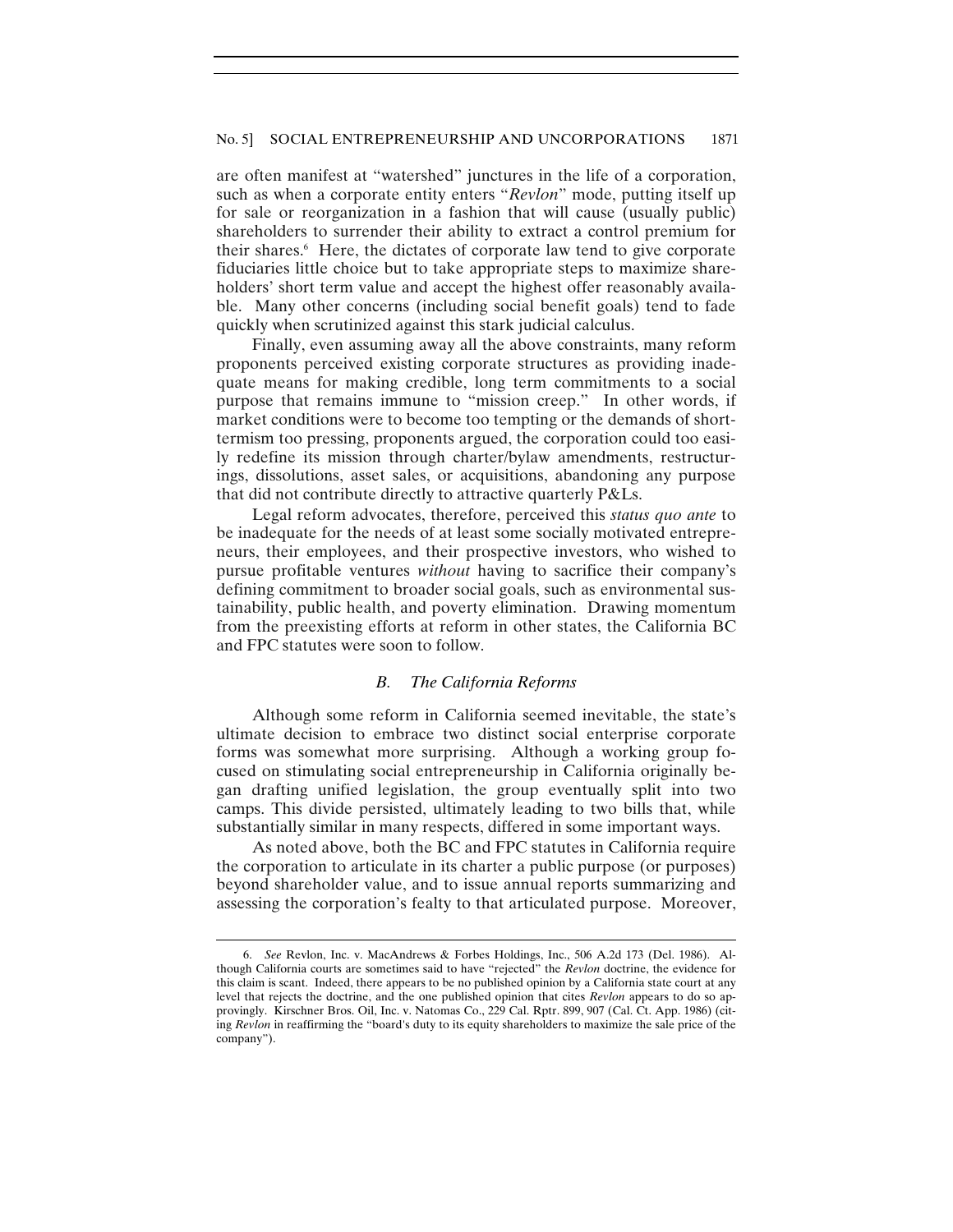are often manifest at "watershed" junctures in the life of a corporation, such as when a corporate entity enters "*Revlon*" mode, putting itself up for sale or reorganization in a fashion that will cause (usually public) shareholders to surrender their ability to extract a control premium for their shares.[6] Here, the dictates of corporate law tend to give corporate fiduciaries little choice but to take appropriate steps to maximize shareholders' short term value and accept the highest offer reasonably available. Many other concerns (including social benefit goals) tend to fade quickly when scrutinized against this stark judicial calculus.

Finally, even assuming away all the above constraints, many reform proponents perceived existing corporate structures as providing inadequate means for making credible, long term commitments to a social purpose that remains immune to "mission creep." In other words, if market conditions were to become too tempting or the demands of short-termism too pressing, proponents argued, the corporation could too easily redefine its mission through charter/bylaw amendments, restructurings, dissolutions, asset sales, or acquisitions, abandoning any purpose that did not contribute directly to attractive quarterly P&Ls.

Legal reform advocates, therefore, perceived this *status quo ante* to be inadequate for the needs of at least some socially motivated entrepreneurs, their employees, and their prospective investors, who wished to pursue profitable ventures *without* having to sacrifice their company's defining commitment to broader social goals, such as environmental sustainability, public health, and poverty elimination. Drawing momentum from the preexisting efforts at reform in other states, the California BC and FPC statutes were soon to follow.

### *B. The California Reforms*

Although some reform in California seemed inevitable, the state's ultimate decision to embrace two distinct social enterprise corporate forms was somewhat more surprising. Although a working group focused on stimulating social entrepreneurship in California originally began drafting unified legislation, the group eventually split into two camps. This divide persisted, ultimately leading to two bills that, while substantially similar in many respects, differed in some important ways.

As noted above, both the BC and FPC statutes in California require the corporation to articulate in its charter a public purpose (or purposes) beyond shareholder value, and to issue annual reports summarizing and assessing the corporation's fealty to that articulated purpose. Moreover,

---

6. *See* Revlon, Inc. v. MacAndrews & Forbes Holdings, Inc., 506 A.2d 173 (Del. 1986). Although California courts are sometimes said to have "rejected" the *Revlon* doctrine, the evidence for this claim is scant. Indeed, there appears to be no published opinion by a California state court at any level that rejects the doctrine, and the one published opinion that cites *Revlon* appears to do so approvingly. Kirschner Bros. Oil, Inc. v. Natomas Co., 229 Cal. Rptr. 899, 907 (Cal. Ct. App. 1986) (citing *Revlon* in reaffirming the "board's duty to its equity shareholders to maximize the sale price of the company").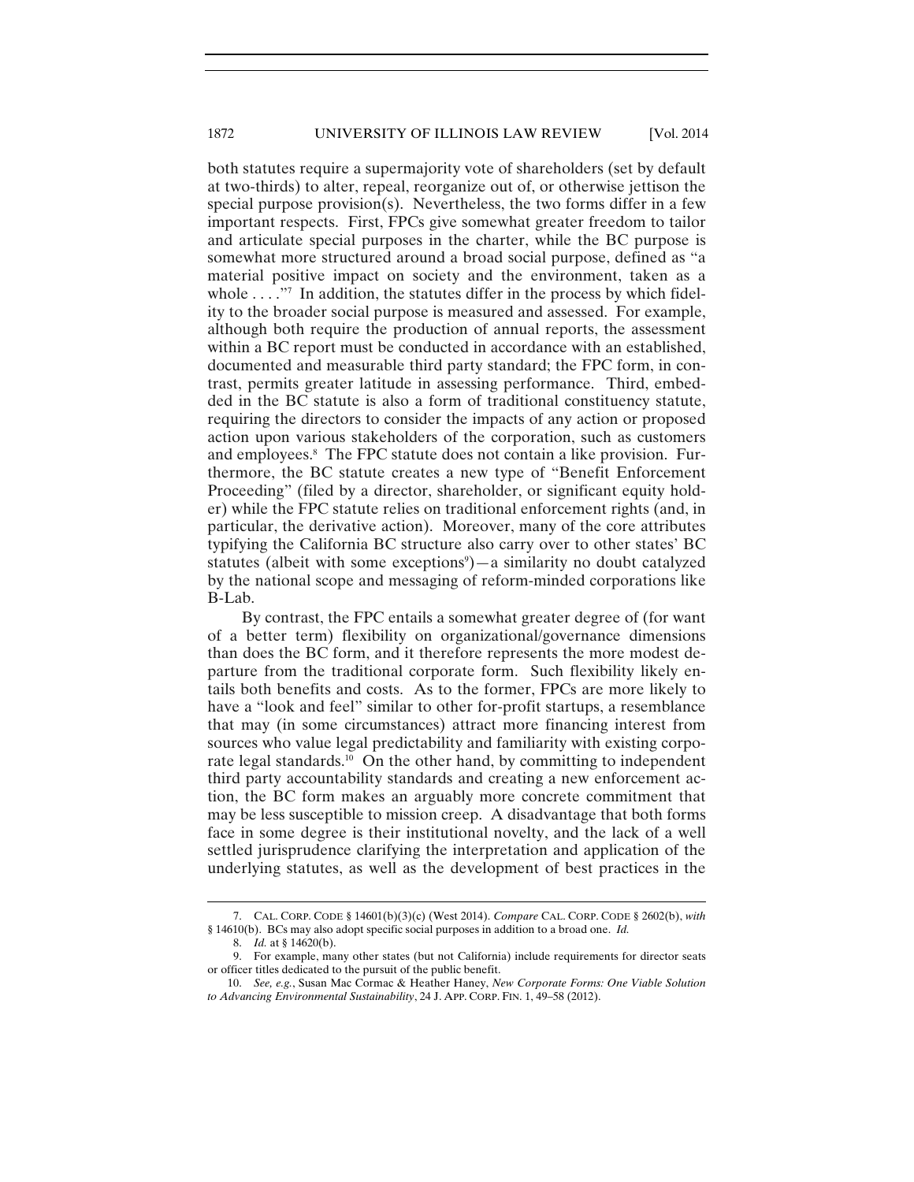both statutes require a supermajority vote of shareholders (set by default at two-thirds) to alter, repeal, reorganize out of, or otherwise jettison the special purpose provision(s). Nevertheless, the two forms differ in a few important respects. First, FPCs give somewhat greater freedom to tailor and articulate special purposes in the charter, while the BC purpose is somewhat more structured around a broad social purpose, defined as "a material positive impact on society and the environment, taken as a whole . . . ."[7] In addition, the statutes differ in the process by which fidelity to the broader social purpose is measured and assessed. For example, although both require the production of annual reports, the assessment within a BC report must be conducted in accordance with an established, documented and measurable third party standard; the FPC form, in contrast, permits greater latitude in assessing performance. Third, embedded in the BC statute is also a form of traditional constituency statute, requiring the directors to consider the impacts of any action or proposed action upon various stakeholders of the corporation, such as customers and employees.[8] The FPC statute does not contain a like provision. Furthermore, the BC statute creates a new type of "Benefit Enforcement Proceeding" (filed by a director, shareholder, or significant equity holder) while the FPC statute relies on traditional enforcement rights (and, in particular, the derivative action). Moreover, many of the core attributes typifying the California BC structure also carry over to other states' BC statutes (albeit with some exceptions[9])—a similarity no doubt catalyzed by the national scope and messaging of reform-minded corporations like B-Lab.

By contrast, the FPC entails a somewhat greater degree of (for want of a better term) flexibility on organizational/governance dimensions than does the BC form, and it therefore represents the more modest departure from the traditional corporate form. Such flexibility likely entails both benefits and costs. As to the former, FPCs are more likely to have a "look and feel" similar to other for-profit startups, a resemblance that may (in some circumstances) attract more financing interest from sources who value legal predictability and familiarity with existing corporate legal standards.[10] On the other hand, by committing to independent third party accountability standards and creating a new enforcement action, the BC form makes an arguably more concrete commitment that may be less susceptible to mission creep. A disadvantage that both forms face in some degree is their institutional novelty, and the lack of a well settled jurisprudence clarifying the interpretation and application of the underlying statutes, as well as the development of best practices in the

---

7. CAL. CORP. CODE § 14601(b)(3)(c) (West 2014). *Compare* CAL. CORP. CODE § 2602(b), *with* § 14610(b). BCs may also adopt specific social purposes in addition to a broad one. *Id.*

8. *Id.* at § 14620(b).

9. For example, many other states (but not California) include requirements for director seats or officer titles dedicated to the pursuit of the public benefit.

10. *See, e.g.*, Susan Mac Cormac & Heather Haney, *New Corporate Forms: One Viable Solution to Advancing Environmental Sustainability*, 24 J. APP. CORP. FIN. 1, 49–58 (2012).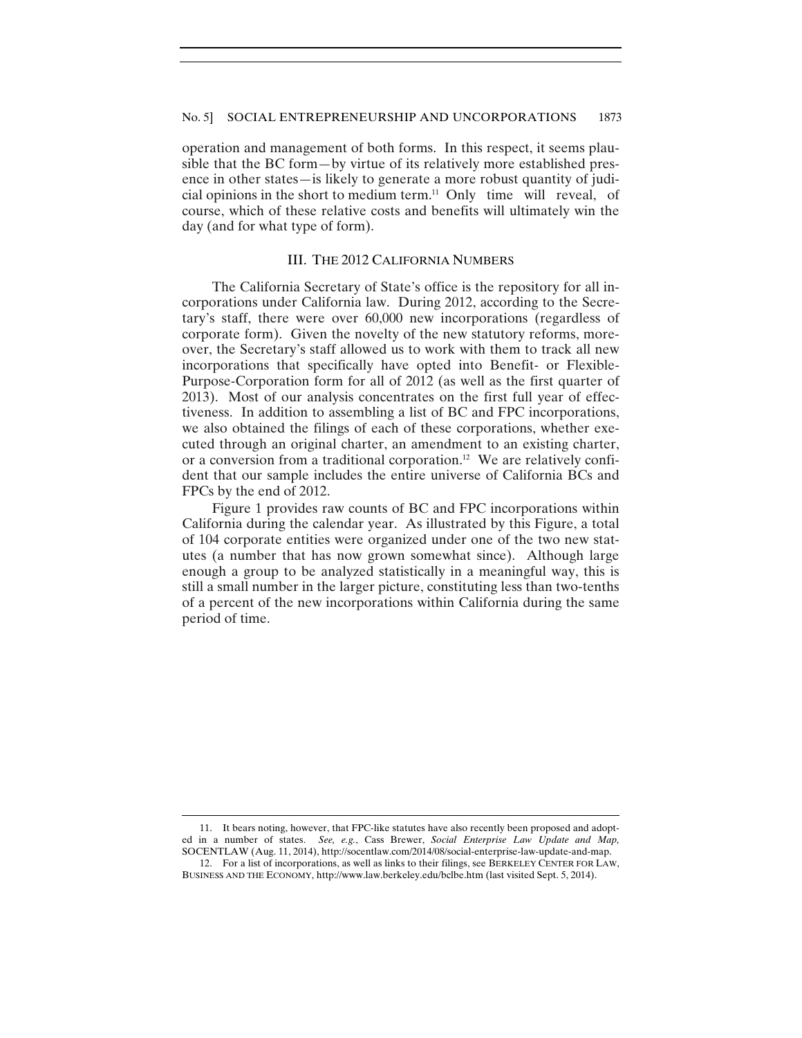operation and management of both forms. In this respect, it seems plausible that the BC form—by virtue of its relatively more established presence in other states—is likely to generate a more robust quantity of judicial opinions in the short to medium term.[11] Only time will reveal, of course, which of these relative costs and benefits will ultimately win the day (and for what type of form).

## III. THE 2012 CALIFORNIA NUMBERS

The California Secretary of State's office is the repository for all incorporations under California law. During 2012, according to the Secretary's staff, there were over 60,000 new incorporations (regardless of corporate form). Given the novelty of the new statutory reforms, moreover, the Secretary's staff allowed us to work with them to track all new incorporations that specifically have opted into Benefit- or Flexible-Purpose-Corporation form for all of 2012 (as well as the first quarter of 2013). Most of our analysis concentrates on the first full year of effectiveness. In addition to assembling a list of BC and FPC incorporations, we also obtained the filings of each of these corporations, whether executed through an original charter, an amendment to an existing charter, or a conversion from a traditional corporation.[12] We are relatively confident that our sample includes the entire universe of California BCs and FPCs by the end of 2012.

Figure 1 provides raw counts of BC and FPC incorporations within California during the calendar year. As illustrated by this Figure, a total of 104 corporate entities were organized under one of the two new statutes (a number that has now grown somewhat since). Although large enough a group to be analyzed statistically in a meaningful way, this is still a small number in the larger picture, constituting less than two-tenths of a percent of the new incorporations within California during the same period of time.

---

11. It bears noting, however, that FPC-like statutes have also recently been proposed and adopted in a number of states. *See, e.g.*, Cass Brewer, *Social Enterprise Law Update and Map*, SOCENTLAW (Aug. 11, 2014), http://socentlaw.com/2014/08/social-enterprise-law-update-and-map.

12. For a list of incorporations, as well as links to their filings, see BERKELEY CENTER FOR LAW, BUSINESS AND THE ECONOMY, http://www.law.berkeley.edu/bclbe.htm (last visited Sept. 5, 2014).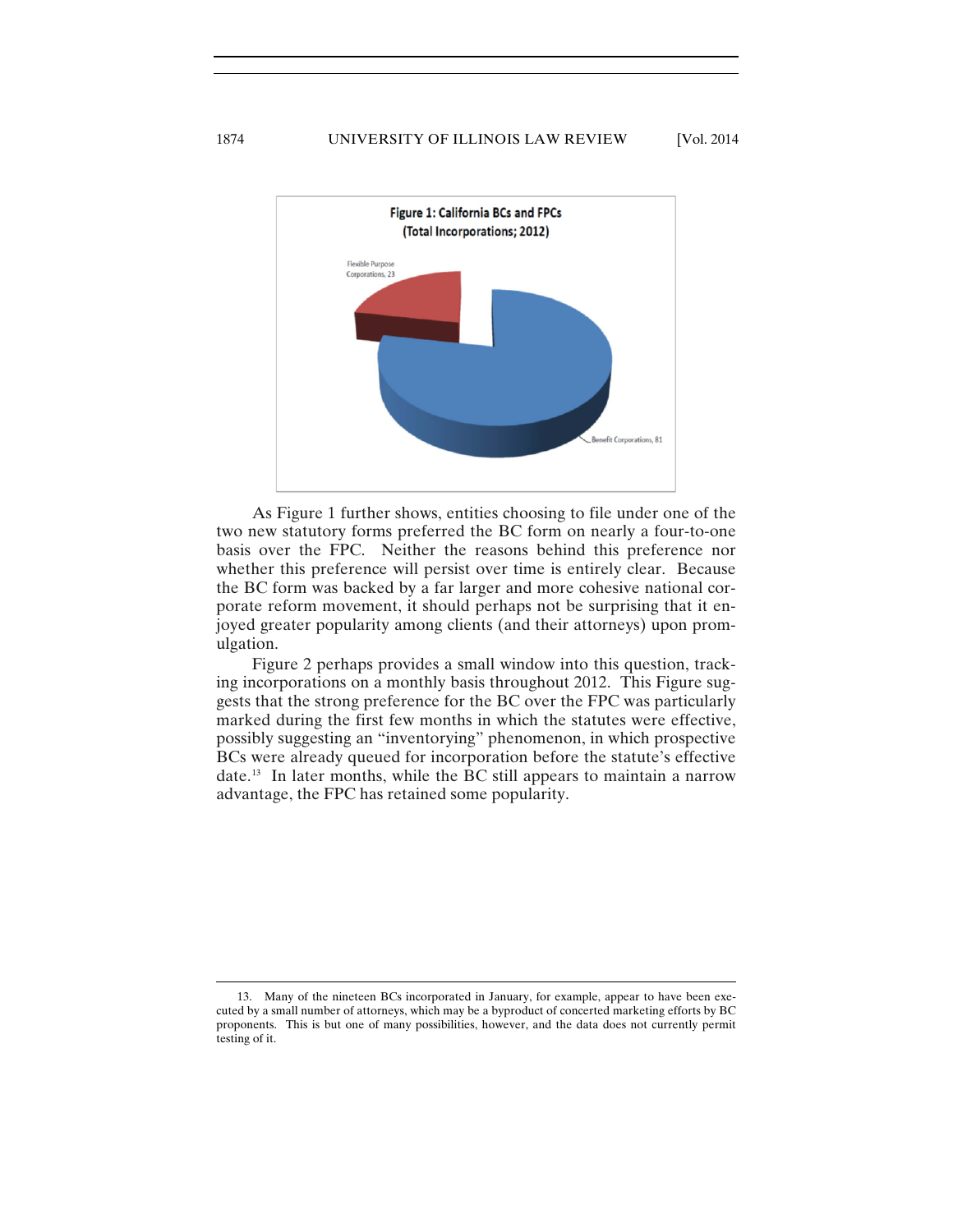**Figure 1: California BCs and FPCs (Total Incorporations; 2012)**

Flexible Purpose Corporations, 23

Benefit Corporations, 81

As Figure 1 further shows, entities choosing to file under one of the two new statutory forms preferred the BC form on nearly a four-to-one basis over the FPC. Neither the reasons behind this preference nor whether this preference will persist over time is entirely clear. Because the BC form was backed by a far larger and more cohesive national corporate reform movement, it should perhaps not be surprising that it enjoyed greater popularity among clients (and their attorneys) upon promulgation.

Figure 2 perhaps provides a small window into this question, tracking incorporations on a monthly basis throughout 2012. This Figure suggests that the strong preference for the BC over the FPC was particularly marked during the first few months in which the statutes were effective, possibly suggesting an "inventorying" phenomenon, in which prospective BCs were already queued for incorporation before the statute's effective date.[13] In later months, while the BC still appears to maintain a narrow advantage, the FPC has retained some popularity.

---

13. Many of the nineteen BCs incorporated in January, for example, appear to have been executed by a small number of attorneys, which may be a byproduct of concerted marketing efforts by BC proponents. This is but one of many possibilities, however, and the data does not currently permit testing of it.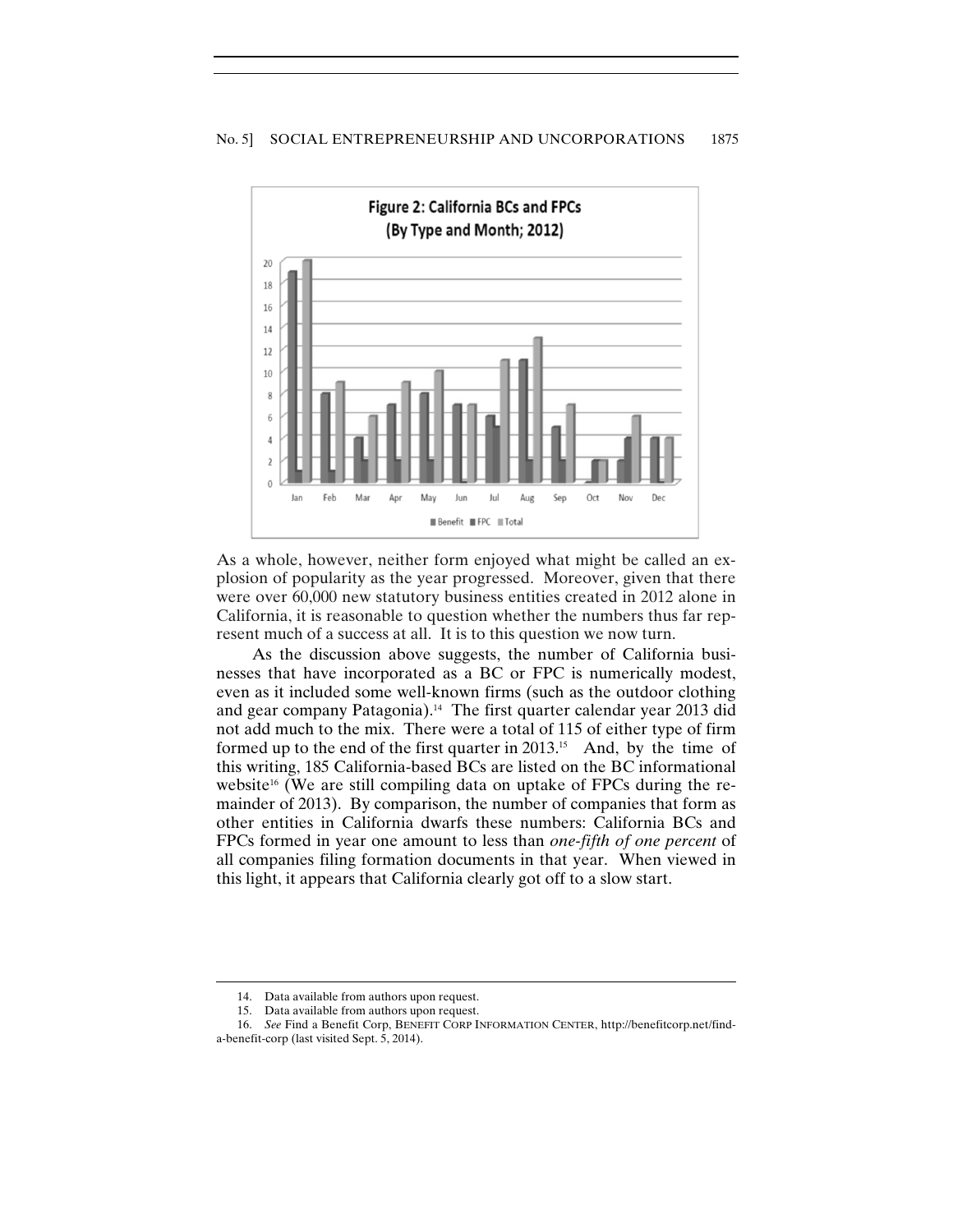**Figure 2: California BCs and FPCs (By Type and Month; 2012)**

As a whole, however, neither form enjoyed what might be called an explosion of popularity as the year progressed. Moreover, given that there were over 60,000 new statutory business entities created in 2012 alone in California, it is reasonable to question whether the numbers thus far represent much of a success at all. It is to this question we now turn.

As the discussion above suggests, the number of California businesses that have incorporated as a BC or FPC is numerically modest, even as it included some well-known firms (such as the outdoor clothing and gear company Patagonia).[14] The first quarter calendar year 2013 did not add much to the mix. There were a total of 115 of either type of firm formed up to the end of the first quarter in 2013.[15] And, by the time of this writing, 185 California-based BCs are listed on the BC informational website[16] (We are still compiling data on uptake of FPCs during the remainder of 2013). By comparison, the number of companies that form as other entities in California dwarfs these numbers: California BCs and FPCs formed in year one amount to less than *one-fifth of one percent* of all companies filing formation documents in that year. When viewed in this light, it appears that California clearly got off to a slow start.

---

14. Data available from authors upon request.

15. Data available from authors upon request.

16. *See* Find a Benefit Corp, BENEFIT CORP INFORMATION CENTER, http://benefitcorp.net/find-a-benefit-corp (last visited Sept. 5, 2014).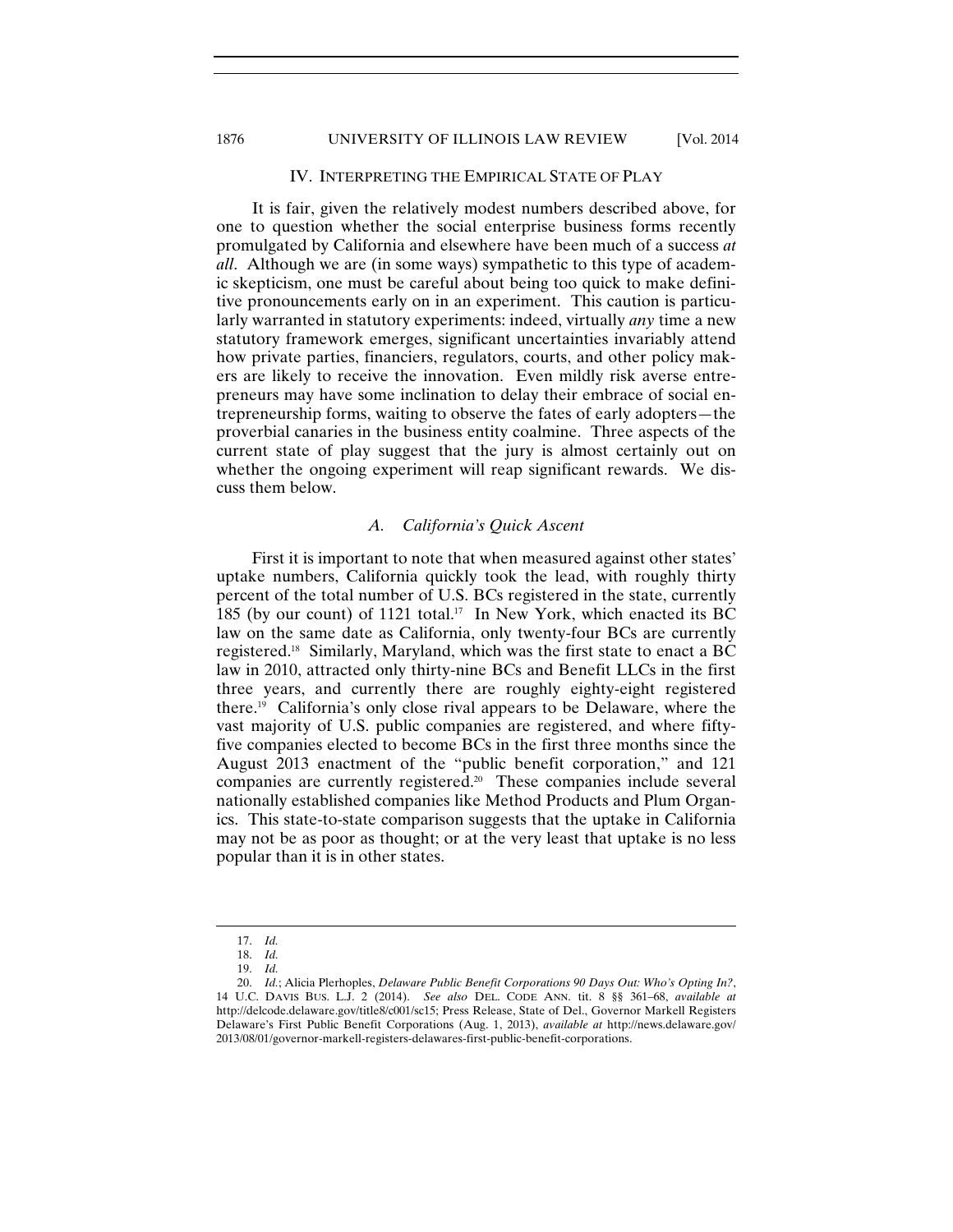## IV. Interpreting the Empirical State of Play

It is fair, given the relatively modest numbers described above, for one to question whether the social enterprise business forms recently promulgated by California and elsewhere have been much of a success *at all*. Although we are (in some ways) sympathetic to this type of academic skepticism, one must be careful about being too quick to make definitive pronouncements early on in an experiment. This caution is particularly warranted in statutory experiments: indeed, virtually *any* time a new statutory framework emerges, significant uncertainties invariably attend how private parties, financiers, regulators, courts, and other policy makers are likely to receive the innovation. Even mildly risk averse entrepreneurs may have some inclination to delay their embrace of social entrepreneurship forms, waiting to observe the fates of early adopters—the proverbial canaries in the business entity coalmine. Three aspects of the current state of play suggest that the jury is almost certainly out on whether the ongoing experiment will reap significant rewards. We discuss them below.

### *A. California's Quick Ascent*

First it is important to note that when measured against other states' uptake numbers, California quickly took the lead, with roughly thirty percent of the total number of U.S. BCs registered in the state, currently 185 (by our count) of 1121 total.[17] In New York, which enacted its BC law on the same date as California, only twenty-four BCs are currently registered.[18] Similarly, Maryland, which was the first state to enact a BC law in 2010, attracted only thirty-nine BCs and Benefit LLCs in the first three years, and currently there are roughly eighty-eight registered there.[19] California's only close rival appears to be Delaware, where the vast majority of U.S. public companies are registered, and where fifty-five companies elected to become BCs in the first three months since the August 2013 enactment of the "public benefit corporation," and 121 companies are currently registered.[20] These companies include several nationally established companies like Method Products and Plum Organics. This state-to-state comparison suggests that the uptake in California may not be as poor as thought; or at the very least that uptake is no less popular than it is in other states.

---

17. *Id.*

18. *Id.*

19. *Id.*

20. *Id.*; Alicia Plerhoples, *Delaware Public Benefit Corporations 90 Days Out: Who's Opting In?*, 14 U.C. Davis Bus. L.J. 2 (2014). *See also* Del. Code Ann. tit. 8 §§ 361–68, *available at* http://delcode.delaware.gov/title8/c001/sc15; Press Release, State of Del., Governor Markell Registers Delaware's First Public Benefit Corporations (Aug. 1, 2013), *available at* http://news.delaware.gov/2013/08/01/governor-markell-registers-delawares-first-public-benefit-corporations.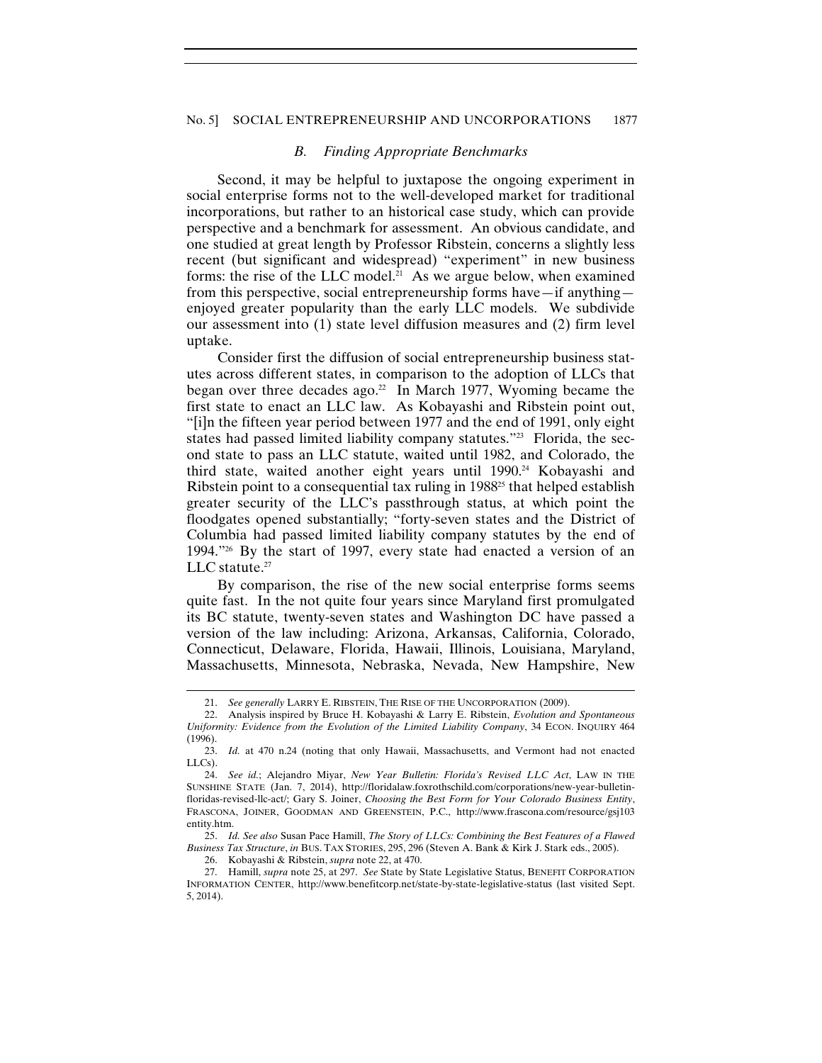### *B. Finding Appropriate Benchmarks*

Second, it may be helpful to juxtapose the ongoing experiment in social enterprise forms not to the well-developed market for traditional incorporations, but rather to an historical case study, which can provide perspective and a benchmark for assessment. An obvious candidate, and one studied at great length by Professor Ribstein, concerns a slightly less recent (but significant and widespread) "experiment" in new business forms: the rise of the LLC model.[21] As we argue below, when examined from this perspective, social entrepreneurship forms have—if anything—enjoyed greater popularity than the early LLC models. We subdivide our assessment into (1) state level diffusion measures and (2) firm level uptake.

Consider first the diffusion of social entrepreneurship business statutes across different states, in comparison to the adoption of LLCs that began over three decades ago.[22] In March 1977, Wyoming became the first state to enact an LLC law. As Kobayashi and Ribstein point out, "[i]n the fifteen year period between 1977 and the end of 1991, only eight states had passed limited liability company statutes."[23] Florida, the second state to pass an LLC statute, waited until 1982, and Colorado, the third state, waited another eight years until 1990.[24] Kobayashi and Ribstein point to a consequential tax ruling in 1988[25] that helped establish greater security of the LLC's passthrough status, at which point the floodgates opened substantially; "forty-seven states and the District of Columbia had passed limited liability company statutes by the end of 1994."[26] By the start of 1997, every state had enacted a version of an LLC statute.[27]

By comparison, the rise of the new social enterprise forms seems quite fast. In the not quite four years since Maryland first promulgated its BC statute, twenty-seven states and Washington DC have passed a version of the law including: Arizona, Arkansas, California, Colorado, Connecticut, Delaware, Florida, Hawaii, Illinois, Louisiana, Maryland, Massachusetts, Minnesota, Nebraska, Nevada, New Hampshire, New

---

21. *See generally* LARRY E. RIBSTEIN, THE RISE OF THE UNCORPORATION (2009).

22. Analysis inspired by Bruce H. Kobayashi & Larry E. Ribstein, *Evolution and Spontaneous Uniformity: Evidence from the Evolution of the Limited Liability Company*, 34 ECON. INQUIRY 464 (1996).

23. *Id.* at 470 n.24 (noting that only Hawaii, Massachusetts, and Vermont had not enacted LLCs).

24. *See id.*; Alejandro Miyar, *New Year Bulletin: Florida's Revised LLC Act*, LAW IN THE SUNSHINE STATE (Jan. 7, 2014), http://floridalaw.foxrothschild.com/corporations/new-year-bulletin-floridas-revised-llc-act/; Gary S. Joiner, *Choosing the Best Form for Your Colorado Business Entity*, FRASCONA, JOINER, GOODMAN AND GREENSTEIN, P.C., http://www.frascona.com/resource/gsj103entity.htm.

25. *Id. See also* Susan Pace Hamill, *The Story of LLCs: Combining the Best Features of a Flawed Business Tax Structure*, *in* BUS. TAX STORIES, 295, 296 (Steven A. Bank & Kirk J. Stark eds., 2005).

26. Kobayashi & Ribstein, *supra* note 22, at 470.

27. Hamill, *supra* note 25, at 297. *See* State by State Legislative Status, BENEFIT CORPORATION INFORMATION CENTER, http://www.benefitcorp.net/state-by-state-legislative-status (last visited Sept. 5, 2014).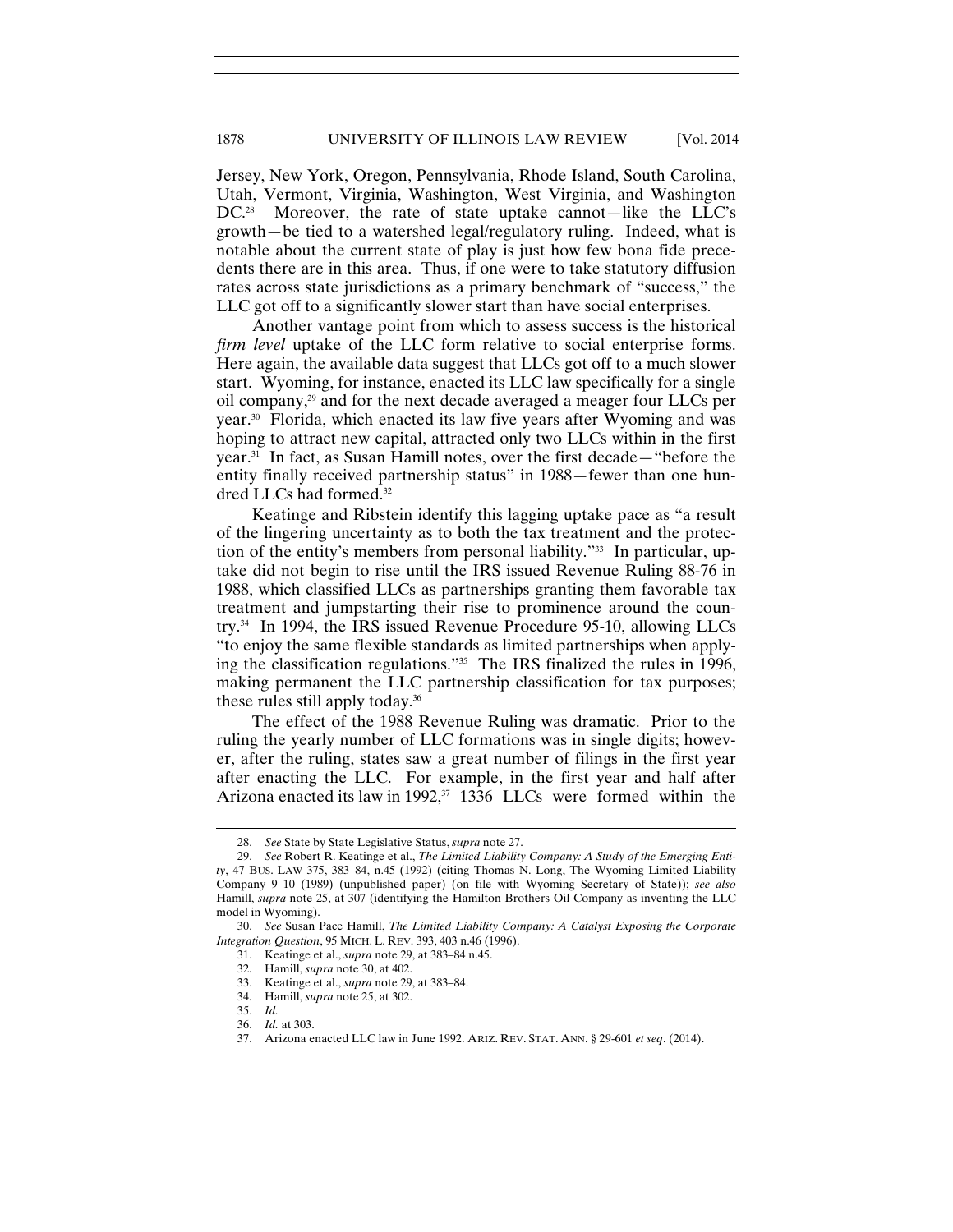Jersey, New York, Oregon, Pennsylvania, Rhode Island, South Carolina, Utah, Vermont, Virginia, Washington, West Virginia, and Washington DC.[28] Moreover, the rate of state uptake cannot—like the LLC's growth—be tied to a watershed legal/regulatory ruling. Indeed, what is notable about the current state of play is just how few bona fide precedents there are in this area. Thus, if one were to take statutory diffusion rates across state jurisdictions as a primary benchmark of "success," the LLC got off to a significantly slower start than have social enterprises.

Another vantage point from which to assess success is the historical *firm level* uptake of the LLC form relative to social enterprise forms. Here again, the available data suggest that LLCs got off to a much slower start. Wyoming, for instance, enacted its LLC law specifically for a single oil company,[29] and for the next decade averaged a meager four LLCs per year.[30] Florida, which enacted its law five years after Wyoming and was hoping to attract new capital, attracted only two LLCs within in the first year.[31] In fact, as Susan Hamill notes, over the first decade—"before the entity finally received partnership status" in 1988—fewer than one hundred LLCs had formed.[32]

Keatinge and Ribstein identify this lagging uptake pace as "a result of the lingering uncertainty as to both the tax treatment and the protection of the entity's members from personal liability."[33] In particular, uptake did not begin to rise until the IRS issued Revenue Ruling 88-76 in 1988, which classified LLCs as partnerships granting them favorable tax treatment and jumpstarting their rise to prominence around the country.[34] In 1994, the IRS issued Revenue Procedure 95-10, allowing LLCs "to enjoy the same flexible standards as limited partnerships when applying the classification regulations."[35] The IRS finalized the rules in 1996, making permanent the LLC partnership classification for tax purposes; these rules still apply today.[36]

The effect of the 1988 Revenue Ruling was dramatic. Prior to the ruling the yearly number of LLC formations was in single digits; however, after the ruling, states saw a great number of filings in the first year after enacting the LLC. For example, in the first year and half after Arizona enacted its law in 1992,[37] 1336 LLCs were formed within the

---

28. *See* State by State Legislative Status, *supra* note 27.

29. *See* Robert R. Keatinge et al., *The Limited Liability Company: A Study of the Emerging Entity*, 47 BUS. LAW 375, 383–84, n.45 (1992) (citing Thomas N. Long, The Wyoming Limited Liability Company 9–10 (1989) (unpublished paper) (on file with Wyoming Secretary of State)); *see also* Hamill, *supra* note 25, at 307 (identifying the Hamilton Brothers Oil Company as inventing the LLC model in Wyoming).

30. *See* Susan Pace Hamill, *The Limited Liability Company: A Catalyst Exposing the Corporate Integration Question*, 95 MICH. L. REV. 393, 403 n.46 (1996).

31. Keatinge et al., *supra* note 29, at 383–84 n.45.

32. Hamill, *supra* note 30, at 402.

33. Keatinge et al., *supra* note 29, at 383–84.

34. Hamill, *supra* note 25, at 302.

35. *Id.*

36. *Id.* at 303.

37. Arizona enacted LLC law in June 1992. ARIZ. REV. STAT. ANN. § 29-601 *et seq*. (2014).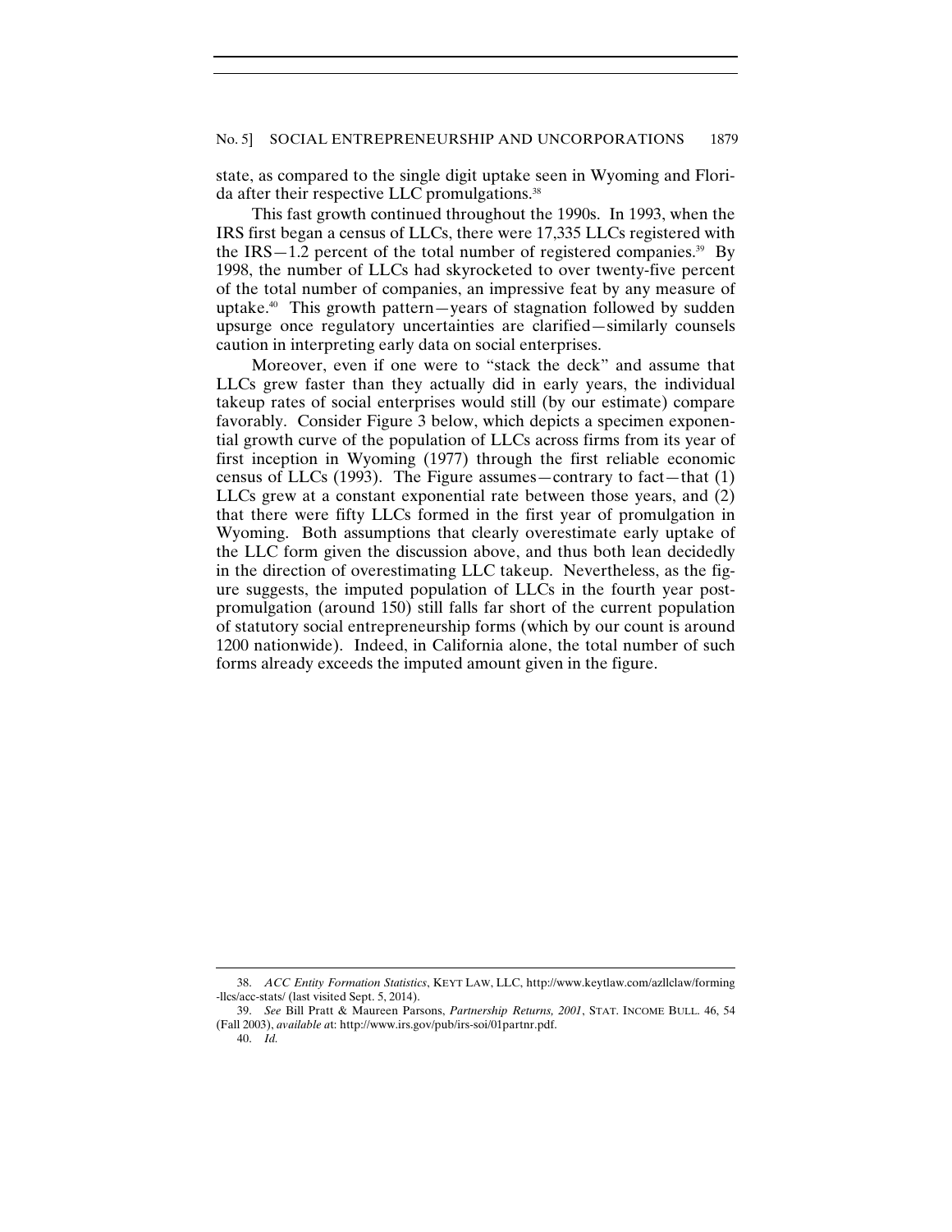state, as compared to the single digit uptake seen in Wyoming and Florida after their respective LLC promulgations.[38]

This fast growth continued throughout the 1990s. In 1993, when the IRS first began a census of LLCs, there were 17,335 LLCs registered with the IRS—1.2 percent of the total number of registered companies.[39] By 1998, the number of LLCs had skyrocketed to over twenty-five percent of the total number of companies, an impressive feat by any measure of uptake.[40] This growth pattern—years of stagnation followed by sudden upsurge once regulatory uncertainties are clarified—similarly counsels caution in interpreting early data on social enterprises.

Moreover, even if one were to "stack the deck" and assume that LLCs grew faster than they actually did in early years, the individual takeup rates of social enterprises would still (by our estimate) compare favorably. Consider Figure 3 below, which depicts a specimen exponential growth curve of the population of LLCs across firms from its year of first inception in Wyoming (1977) through the first reliable economic census of LLCs (1993). The Figure assumes—contrary to fact—that (1) LLCs grew at a constant exponential rate between those years, and (2) that there were fifty LLCs formed in the first year of promulgation in Wyoming. Both assumptions that clearly overestimate early uptake of the LLC form given the discussion above, and thus both lean decidedly in the direction of overestimating LLC takeup. Nevertheless, as the figure suggests, the imputed population of LLCs in the fourth year post-promulgation (around 150) still falls far short of the current population of statutory social entrepreneurship forms (which by our count is around 1200 nationwide). Indeed, in California alone, the total number of such forms already exceeds the imputed amount given in the figure.

---

38. *ACC Entity Formation Statistics*, KEYT LAW, LLC, http://www.keytlaw.com/azllclaw/forming-llcs/acc-stats/ (last visited Sept. 5, 2014).

39. *See* Bill Pratt & Maureen Parsons, *Partnership Returns, 2001*, STAT. INCOME BULL. 46, 54 (Fall 2003), *available a*t: http://www.irs.gov/pub/irs-soi/01partnr.pdf.

40. *Id.*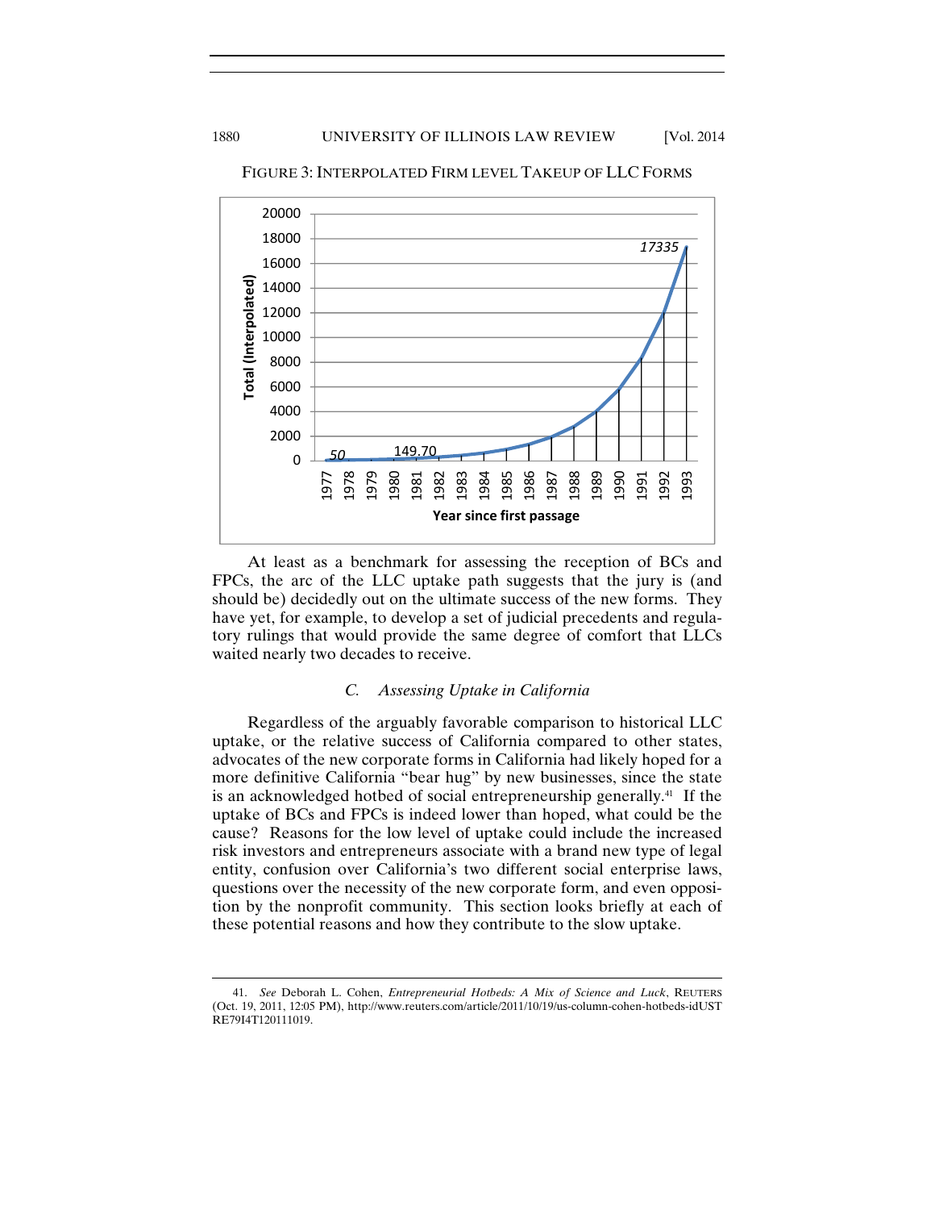FIGURE 3: INTERPOLATED FIRM LEVEL TAKEUP OF LLC FORMS

At least as a benchmark for assessing the reception of BCs and FPCs, the arc of the LLC uptake path suggests that the jury is (and should be) decidedly out on the ultimate success of the new forms. They have yet, for example, to develop a set of judicial precedents and regulatory rulings that would provide the same degree of comfort that LLCs waited nearly two decades to receive.

### *C. Assessing Uptake in California*

Regardless of the arguably favorable comparison to historical LLC uptake, or the relative success of California compared to other states, advocates of the new corporate forms in California had likely hoped for a more definitive California "bear hug" by new businesses, since the state is an acknowledged hotbed of social entrepreneurship generally.[41] If the uptake of BCs and FPCs is indeed lower than hoped, what could be the cause? Reasons for the low level of uptake could include the increased risk investors and entrepreneurs associate with a brand new type of legal entity, confusion over California's two different social enterprise laws, questions over the necessity of the new corporate form, and even opposition by the nonprofit community. This section looks briefly at each of these potential reasons and how they contribute to the slow uptake.

---

41. *See* Deborah L. Cohen, *Entrepreneurial Hotbeds: A Mix of Science and Luck*, REUTERS (Oct. 19, 2011, 12:05 PM), http://www.reuters.com/article/2011/10/19/us-column-cohen-hotbeds-idUSTRE79I4T120111019.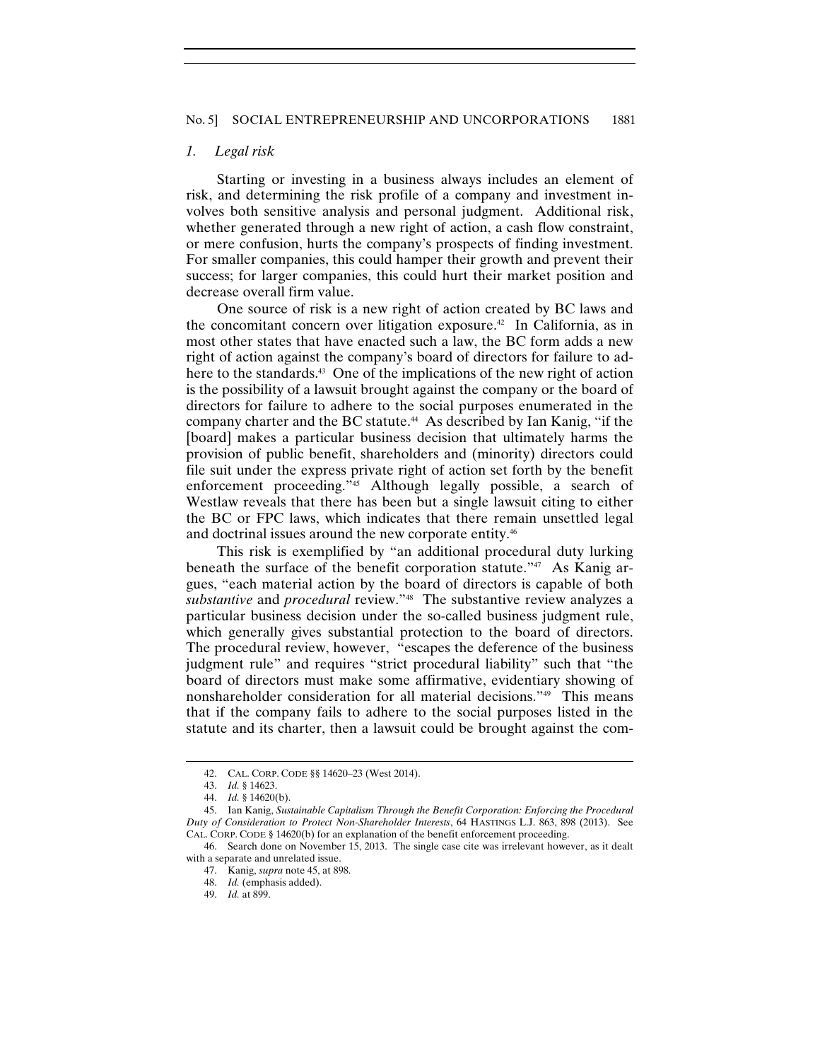### *1. Legal risk*

Starting or investing in a business always includes an element of risk, and determining the risk profile of a company and investment involves both sensitive analysis and personal judgment. Additional risk, whether generated through a new right of action, a cash flow constraint, or mere confusion, hurts the company's prospects of finding investment. For smaller companies, this could hamper their growth and prevent their success; for larger companies, this could hurt their market position and decrease overall firm value.

One source of risk is a new right of action created by BC laws and the concomitant concern over litigation exposure.[42] In California, as in most other states that have enacted such a law, the BC form adds a new right of action against the company's board of directors for failure to adhere to the standards.[43] One of the implications of the new right of action is the possibility of a lawsuit brought against the company or the board of directors for failure to adhere to the social purposes enumerated in the company charter and the BC statute.[44] As described by Ian Kanig, "if the [board] makes a particular business decision that ultimately harms the provision of public benefit, shareholders and (minority) directors could file suit under the express private right of action set forth by the benefit enforcement proceeding."[45] Although legally possible, a search of Westlaw reveals that there has been but a single lawsuit citing to either the BC or FPC laws, which indicates that there remain unsettled legal and doctrinal issues around the new corporate entity.[46]

This risk is exemplified by "an additional procedural duty lurking beneath the surface of the benefit corporation statute."[47] As Kanig argues, "each material action by the board of directors is capable of both *substantive* and *procedural* review."[48] The substantive review analyzes a particular business decision under the so-called business judgment rule, which generally gives substantial protection to the board of directors. The procedural review, however, "escapes the deference of the business judgment rule" and requires "strict procedural liability" such that "the board of directors must make some affirmative, evidentiary showing of nonshareholder consideration for all material decisions."[49] This means that if the company fails to adhere to the social purposes listed in the statute and its charter, then a lawsuit could be brought against the com-

---

42. CAL. CORP. CODE §§ 14620–23 (West 2014).

43. *Id.* § 14623.

44. *Id.* § 14620(b).

45. Ian Kanig, *Sustainable Capitalism Through the Benefit Corporation: Enforcing the Procedural Duty of Consideration to Protect Non-Shareholder Interests*, 64 HASTINGS L.J. 863, 898 (2013). See CAL. CORP. CODE § 14620(b) for an explanation of the benefit enforcement proceeding.

46. Search done on November 15, 2013. The single case cite was irrelevant however, as it dealt with a separate and unrelated issue.

47. Kanig, *supra* note 45, at 898.

48. *Id.* (emphasis added).

49. *Id.* at 899.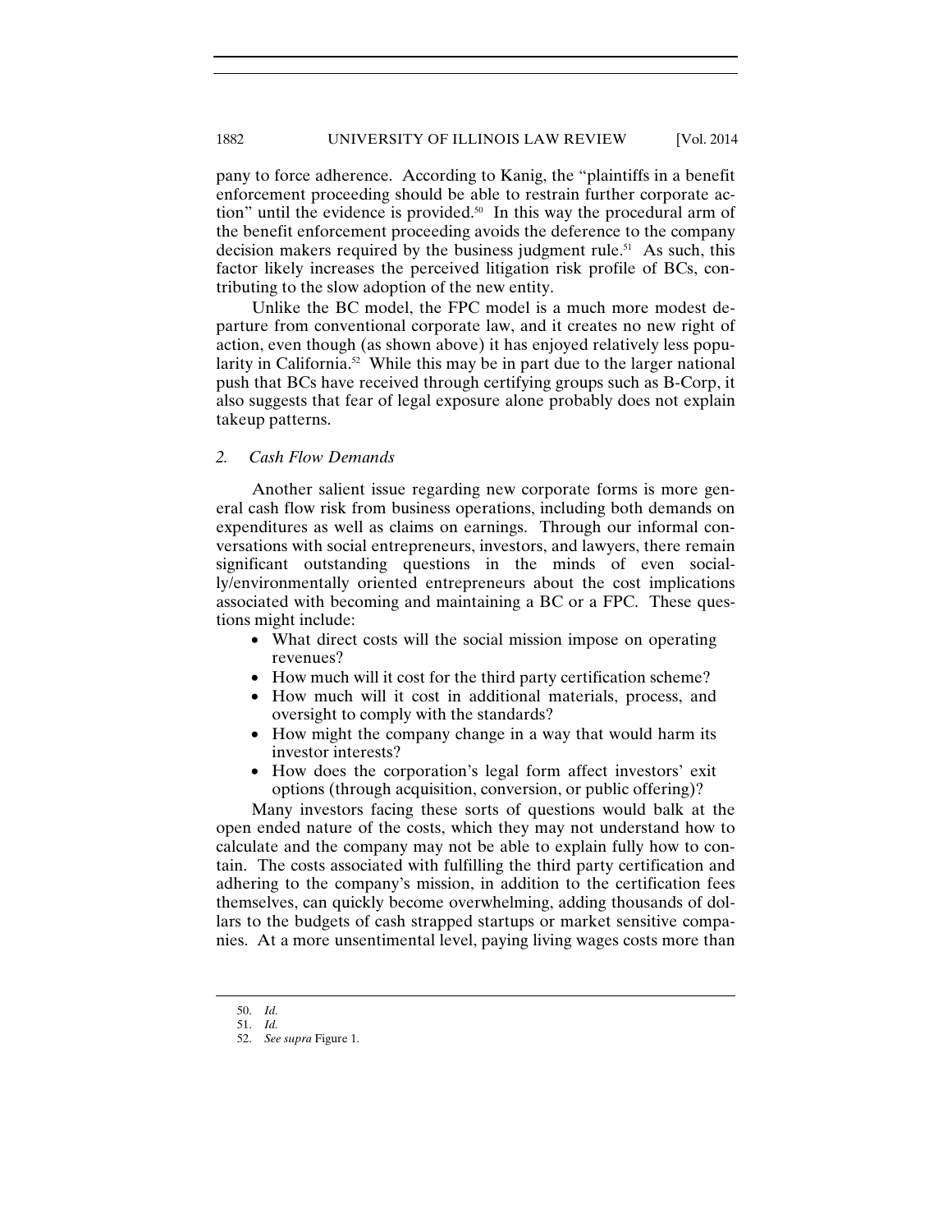pany to force adherence. According to Kanig, the "plaintiffs in a benefit enforcement proceeding should be able to restrain further corporate action" until the evidence is provided.[50] In this way the procedural arm of the benefit enforcement proceeding avoids the deference to the company decision makers required by the business judgment rule.[51] As such, this factor likely increases the perceived litigation risk profile of BCs, contributing to the slow adoption of the new entity.

Unlike the BC model, the FPC model is a much more modest departure from conventional corporate law, and it creates no new right of action, even though (as shown above) it has enjoyed relatively less popularity in California.[52] While this may be in part due to the larger national push that BCs have received through certifying groups such as B-Corp, it also suggests that fear of legal exposure alone probably does not explain takeup patterns.

### *2. Cash Flow Demands*

Another salient issue regarding new corporate forms is more general cash flow risk from business operations, including both demands on expenditures as well as claims on earnings. Through our informal conversations with social entrepreneurs, investors, and lawyers, there remain significant outstanding questions in the minds of even socially/environmentally oriented entrepreneurs about the cost implications associated with becoming and maintaining a BC or a FPC. These questions might include:

- What direct costs will the social mission impose on operating revenues?
- How much will it cost for the third party certification scheme?
- How much will it cost in additional materials, process, and oversight to comply with the standards?
- How might the company change in a way that would harm its investor interests?
- How does the corporation's legal form affect investors' exit options (through acquisition, conversion, or public offering)?

Many investors facing these sorts of questions would balk at the open ended nature of the costs, which they may not understand how to calculate and the company may not be able to explain fully how to contain. The costs associated with fulfilling the third party certification and adhering to the company's mission, in addition to the certification fees themselves, can quickly become overwhelming, adding thousands of dollars to the budgets of cash strapped startups or market sensitive companies. At a more unsentimental level, paying living wages costs more than

---

50. *Id.*

51. *Id.*

52. *See supra* Figure 1.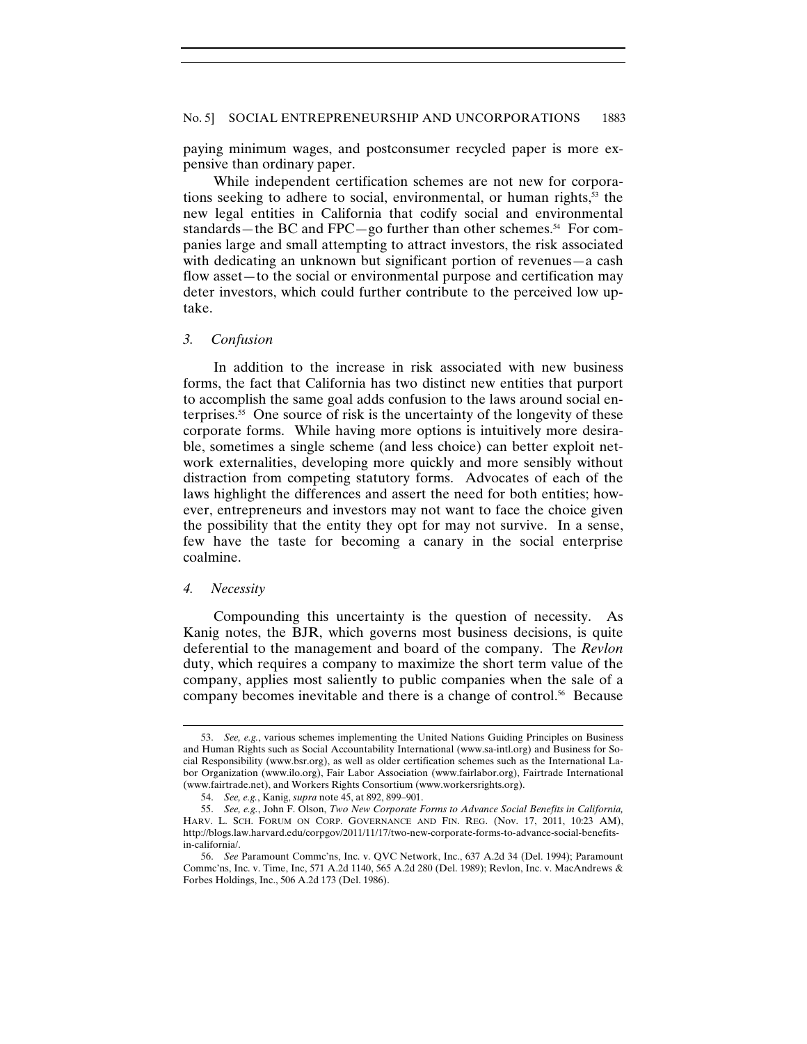paying minimum wages, and postconsumer recycled paper is more expensive than ordinary paper.

While independent certification schemes are not new for corporations seeking to adhere to social, environmental, or human rights,[53] the new legal entities in California that codify social and environmental standards—the BC and FPC—go further than other schemes.[54] For companies large and small attempting to attract investors, the risk associated with dedicating an unknown but significant portion of revenues—a cash flow asset—to the social or environmental purpose and certification may deter investors, which could further contribute to the perceived low uptake.

### *3. Confusion*

In addition to the increase in risk associated with new business forms, the fact that California has two distinct new entities that purport to accomplish the same goal adds confusion to the laws around social enterprises.[55] One source of risk is the uncertainty of the longevity of these corporate forms. While having more options is intuitively more desirable, sometimes a single scheme (and less choice) can better exploit network externalities, developing more quickly and more sensibly without distraction from competing statutory forms. Advocates of each of the laws highlight the differences and assert the need for both entities; however, entrepreneurs and investors may not want to face the choice given the possibility that the entity they opt for may not survive. In a sense, few have the taste for becoming a canary in the social enterprise coalmine.

### *4. Necessity*

Compounding this uncertainty is the question of necessity. As Kanig notes, the BJR, which governs most business decisions, is quite deferential to the management and board of the company. The *Revlon* duty, which requires a company to maximize the short term value of the company, applies most saliently to public companies when the sale of a company becomes inevitable and there is a change of control.[56] Because

---

53. *See, e.g.*, various schemes implementing the United Nations Guiding Principles on Business and Human Rights such as Social Accountability International (www.sa-intl.org) and Business for Social Responsibility (www.bsr.org), as well as older certification schemes such as the International Labor Organization (www.ilo.org), Fair Labor Association (www.fairlabor.org), Fairtrade International (www.fairtrade.net), and Workers Rights Consortium (www.workersrights.org).

54. *See, e.g.*, Kanig, *supra* note 45, at 892, 899–901.

55. *See, e.g.*, John F. Olson, *Two New Corporate Forms to Advance Social Benefits in California,* HARV. L. SCH. FORUM ON CORP. GOVERNANCE AND FIN. REG. (Nov. 17, 2011, 10:23 AM), http://blogs.law.harvard.edu/corpgov/2011/11/17/two-new-corporate-forms-to-advance-social-benefits-in-california/.

56. *See* Paramount Commc'ns, Inc. v. QVC Network, Inc., 637 A.2d 34 (Del. 1994); Paramount Commc'ns, Inc. v. Time, Inc, 571 A.2d 1140, 565 A.2d 280 (Del. 1989); Revlon, Inc. v. MacAndrews & Forbes Holdings, Inc., 506 A.2d 173 (Del. 1986).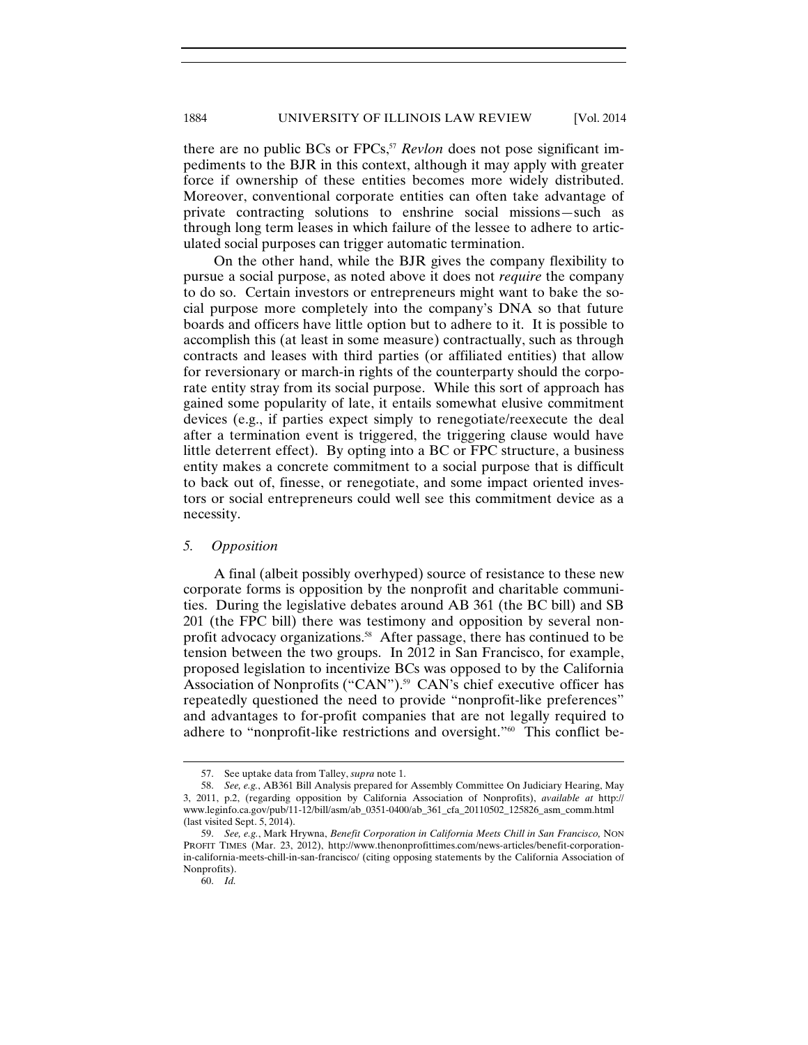there are no public BCs or FPCs,[57] *Revlon* does not pose significant impediments to the BJR in this context, although it may apply with greater force if ownership of these entities becomes more widely distributed. Moreover, conventional corporate entities can often take advantage of private contracting solutions to enshrine social missions—such as through long term leases in which failure of the lessee to adhere to articulated social purposes can trigger automatic termination.

On the other hand, while the BJR gives the company flexibility to pursue a social purpose, as noted above it does not *require* the company to do so. Certain investors or entrepreneurs might want to bake the social purpose more completely into the company's DNA so that future boards and officers have little option but to adhere to it. It is possible to accomplish this (at least in some measure) contractually, such as through contracts and leases with third parties (or affiliated entities) that allow for reversionary or march-in rights of the counterparty should the corporate entity stray from its social purpose. While this sort of approach has gained some popularity of late, it entails somewhat elusive commitment devices (e.g., if parties expect simply to renegotiate/reexecute the deal after a termination event is triggered, the triggering clause would have little deterrent effect). By opting into a BC or FPC structure, a business entity makes a concrete commitment to a social purpose that is difficult to back out of, finesse, or renegotiate, and some impact oriented investors or social entrepreneurs could well see this commitment device as a necessity.

### *5. Opposition*

A final (albeit possibly overhyped) source of resistance to these new corporate forms is opposition by the nonprofit and charitable communities. During the legislative debates around AB 361 (the BC bill) and SB 201 (the FPC bill) there was testimony and opposition by several nonprofit advocacy organizations.[58] After passage, there has continued to be tension between the two groups. In 2012 in San Francisco, for example, proposed legislation to incentivize BCs was opposed to by the California Association of Nonprofits ("CAN").[59] CAN's chief executive officer has repeatedly questioned the need to provide "nonprofit-like preferences" and advantages to for-profit companies that are not legally required to adhere to "nonprofit-like restrictions and oversight."[60] This conflict be-

---

57. See uptake data from Talley, *supra* note 1.

58. *See, e.g.*, AB361 Bill Analysis prepared for Assembly Committee On Judiciary Hearing, May 3, 2011, p.2, (regarding opposition by California Association of Nonprofits), *available at* http://www.leginfo.ca.gov/pub/11-12/bill/asm/ab_0351-0400/ab_361_cfa_20110502_125826_asm_comm.html (last visited Sept. 5, 2014).

59. *See, e.g.*, Mark Hrywna, *Benefit Corporation in California Meets Chill in San Francisco,* NON PROFIT TIMES (Mar. 23, 2012), http://www.thenonprofittimes.com/news-articles/benefit-corporation-in-california-meets-chill-in-san-francisco/ (citing opposing statements by the California Association of Nonprofits).

60. *Id.*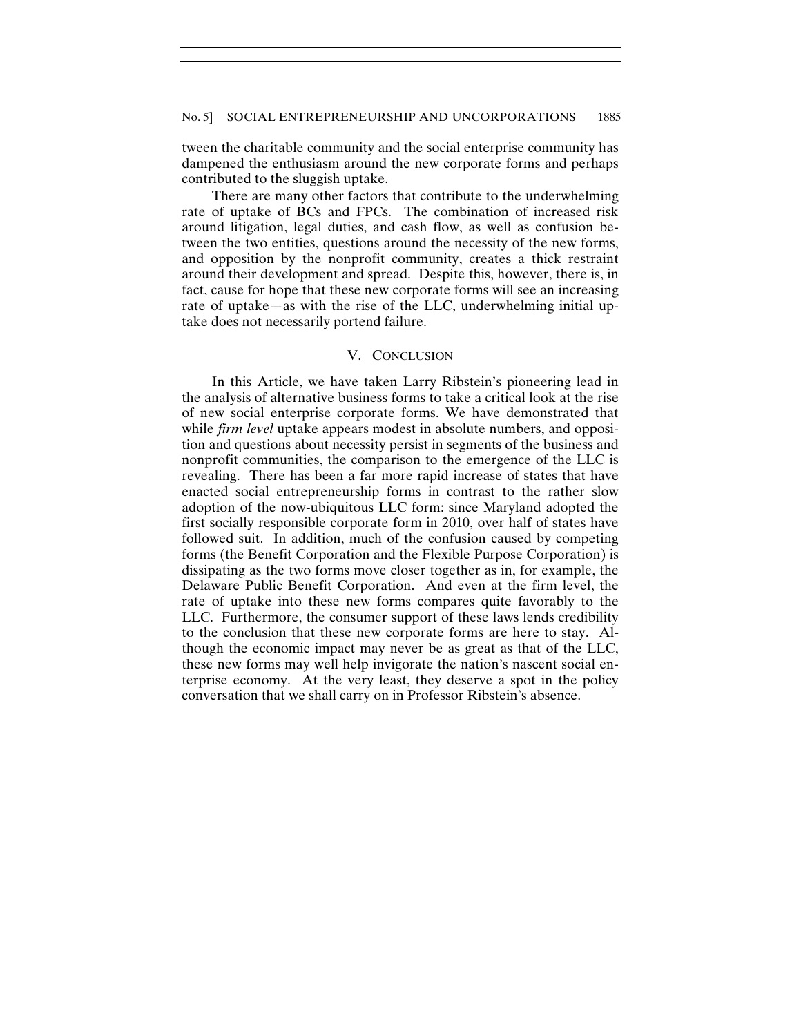tween the charitable community and the social enterprise community has dampened the enthusiasm around the new corporate forms and perhaps contributed to the sluggish uptake.

There are many other factors that contribute to the underwhelming rate of uptake of BCs and FPCs. The combination of increased risk around litigation, legal duties, and cash flow, as well as confusion between the two entities, questions around the necessity of the new forms, and opposition by the nonprofit community, creates a thick restraint around their development and spread. Despite this, however, there is, in fact, cause for hope that these new corporate forms will see an increasing rate of uptake—as with the rise of the LLC, underwhelming initial uptake does not necessarily portend failure.

## V. CONCLUSION

In this Article, we have taken Larry Ribstein's pioneering lead in the analysis of alternative business forms to take a critical look at the rise of new social enterprise corporate forms. We have demonstrated that while *firm level* uptake appears modest in absolute numbers, and opposition and questions about necessity persist in segments of the business and nonprofit communities, the comparison to the emergence of the LLC is revealing. There has been a far more rapid increase of states that have enacted social entrepreneurship forms in contrast to the rather slow adoption of the now-ubiquitous LLC form: since Maryland adopted the first socially responsible corporate form in 2010, over half of states have followed suit. In addition, much of the confusion caused by competing forms (the Benefit Corporation and the Flexible Purpose Corporation) is dissipating as the two forms move closer together as in, for example, the Delaware Public Benefit Corporation. And even at the firm level, the rate of uptake into these new forms compares quite favorably to the LLC. Furthermore, the consumer support of these laws lends credibility to the conclusion that these new corporate forms are here to stay. Although the economic impact may never be as great as that of the LLC, these new forms may well help invigorate the nation's nascent social enterprise economy. At the very least, they deserve a spot in the policy conversation that we shall carry on in Professor Ribstein's absence.